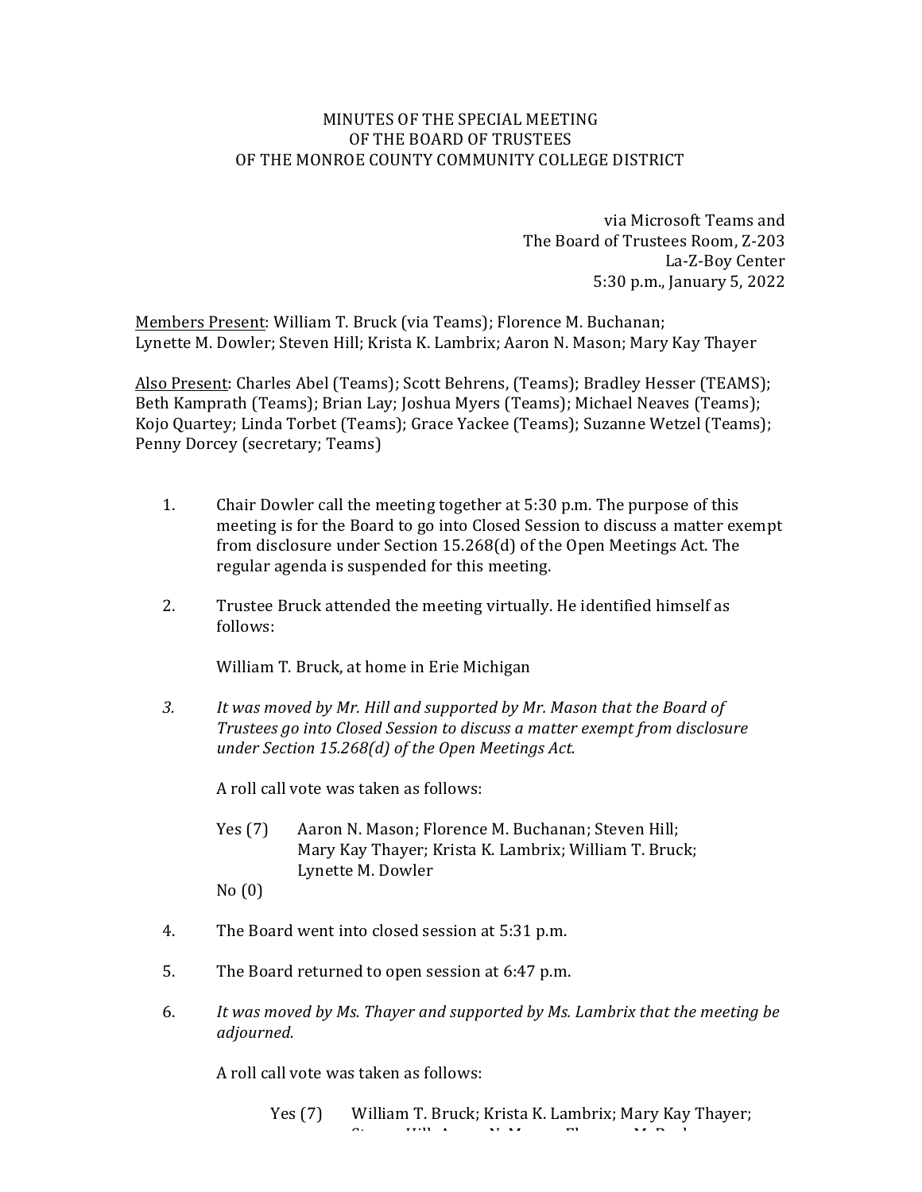MINUTES OF THE SPECIAL MEETING
OF THE BOARD OF TRUSTEES
OF THE MONROE COUNTY COMMUNITY COLLEGE DISTRICT

via Microsoft Teams and
The Board of Trustees Room, Z-203
La-Z-Boy Center
5:30 p.m., January 5, 2022

Members Present: William T. Bruck (via Teams); Florence M. Buchanan; Lynette M. Dowler; Steven Hill; Krista K. Lambrix; Aaron N. Mason; Mary Kay Thayer

Also Present: Charles Abel (Teams); Scott Behrens, (Teams); Bradley Hesser (TEAMS); Beth Kamprath (Teams); Brian Lay; Joshua Myers (Teams); Michael Neaves (Teams); Kojo Quartey; Linda Torbet (Teams); Grace Yackee (Teams); Suzanne Wetzel (Teams); Penny Dorcey (secretary; Teams)

1. Chair Dowler call the meeting together at 5:30 p.m. The purpose of this meeting is for the Board to go into Closed Session to discuss a matter exempt from disclosure under Section 15.268(d) of the Open Meetings Act. The regular agenda is suspended for this meeting.

2. Trustee Bruck attended the meeting virtually. He identified himself as follows:

   William T. Bruck, at home in Erie Michigan

3. *It was moved by Mr. Hill and supported by Mr. Mason that the Board of Trustees go into Closed Session to discuss a matter exempt from disclosure under Section 15.268(d) of the Open Meetings Act.*

   A roll call vote was taken as follows:

   Yes (7) Aaron N. Mason; Florence M. Buchanan; Steven Hill; Mary Kay Thayer; Krista K. Lambrix; William T. Bruck; Lynette M. Dowler
   
   No (0)

4. The Board went into closed session at 5:31 p.m.

5. The Board returned to open session at 6:47 p.m.

6. *It was moved by Ms. Thayer and supported by Ms. Lambrix that the meeting be adjourned.*

   A roll call vote was taken as follows:

   Yes (7) William T. Bruck; Krista K. Lambrix; Mary Kay Thayer;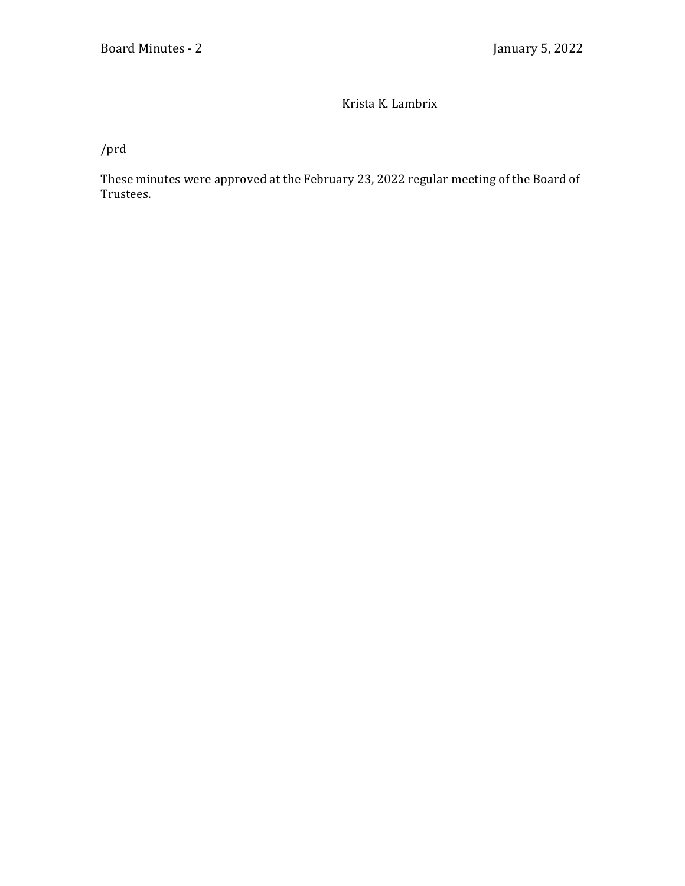Krista K. Lambrix

/prd

These minutes were approved at the February 23, 2022 regular meeting of the Board of Trustees.